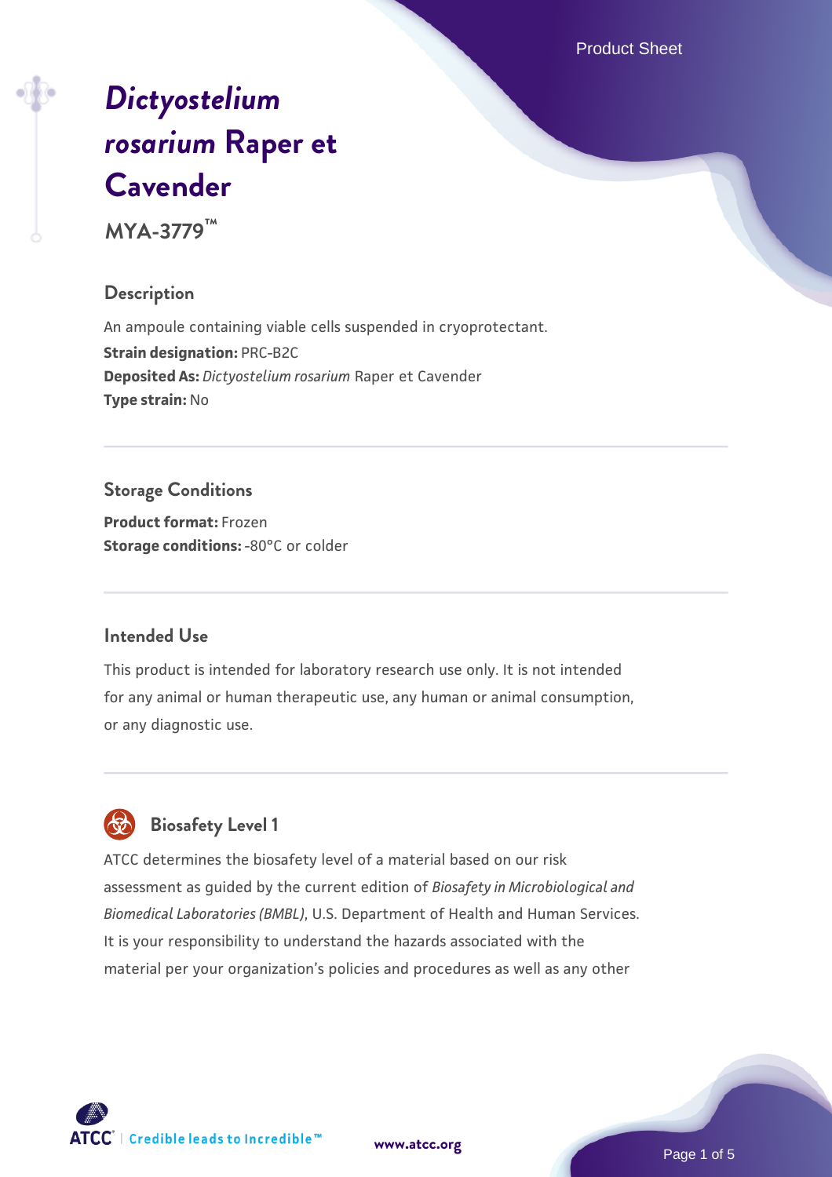# *Dictyostelium rosarium* Raper et Cavender

**MYA-3779™**

## Description

An ampoule containing viable cells suspended in cryoprotectant.

**Strain designation:** PRC-B2C

**Deposited As:** *Dictyostelium rosarium* Raper et Cavender

**Type strain:** No

## Storage Conditions

**Product format:** Frozen

**Storage conditions:** -80°C or colder

## Intended Use

This product is intended for laboratory research use only. It is not intended for any animal or human therapeutic use, any human or animal consumption, or any diagnostic use.

## Biosafety Level 1

ATCC determines the biosafety level of a material based on our risk assessment as guided by the current edition of *Biosafety in Microbiological and Biomedical Laboratories (BMBL)*, U.S. Department of Health and Human Services. It is your responsibility to understand the hazards associated with the material per your organization's policies and procedures as well as any other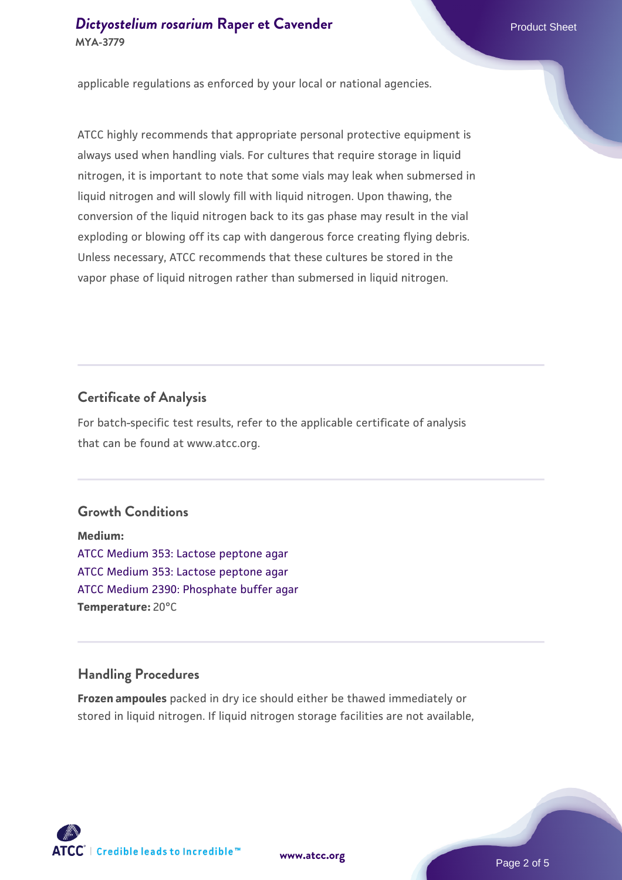applicable regulations as enforced by your local or national agencies.

ATCC highly recommends that appropriate personal protective equipment is always used when handling vials. For cultures that require storage in liquid nitrogen, it is important to note that some vials may leak when submersed in liquid nitrogen and will slowly fill with liquid nitrogen. Upon thawing, the conversion of the liquid nitrogen back to its gas phase may result in the vial exploding or blowing off its cap with dangerous force creating flying debris. Unless necessary, ATCC recommends that these cultures be stored in the vapor phase of liquid nitrogen rather than submersed in liquid nitrogen.

## Certificate of Analysis

For batch-specific test results, refer to the applicable certificate of analysis that can be found at www.atcc.org.

## Growth Conditions

**Medium:**
ATCC Medium 353: Lactose peptone agar
ATCC Medium 353: Lactose peptone agar
ATCC Medium 2390: Phosphate buffer agar
**Temperature:** 20°C

## Handling Procedures

**Frozen ampoules** packed in dry ice should either be thawed immediately or stored in liquid nitrogen. If liquid nitrogen storage facilities are not available,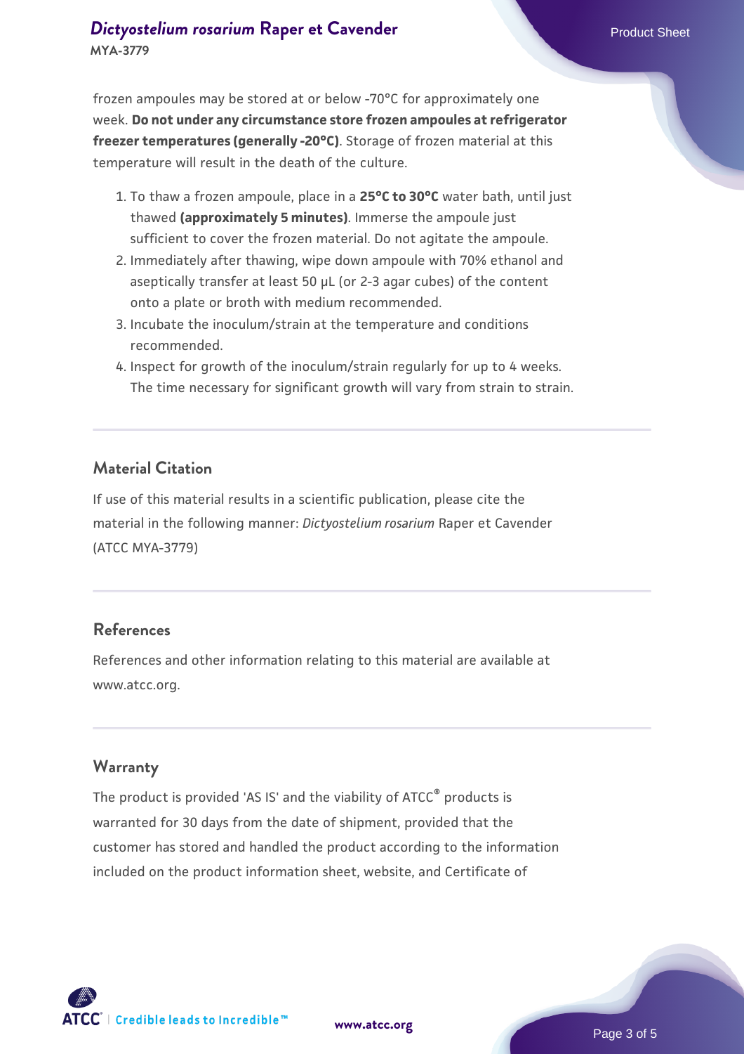frozen ampoules may be stored at or below -70°C for approximately one week. **Do not under any circumstance store frozen ampoules at refrigerator freezer temperatures (generally -20°C)**. Storage of frozen material at this temperature will result in the death of the culture.

1. To thaw a frozen ampoule, place in a **25°C to 30°C** water bath, until just thawed **(approximately 5 minutes)**. Immerse the ampoule just sufficient to cover the frozen material. Do not agitate the ampoule.
2. Immediately after thawing, wipe down ampoule with 70% ethanol and aseptically transfer at least 50 µL (or 2-3 agar cubes) of the content onto a plate or broth with medium recommended.
3. Incubate the inoculum/strain at the temperature and conditions recommended.
4. Inspect for growth of the inoculum/strain regularly for up to 4 weeks. The time necessary for significant growth will vary from strain to strain.

## Material Citation

If use of this material results in a scientific publication, please cite the material in the following manner: *Dictyostelium rosarium* Raper et Cavender (ATCC MYA-3779)

## References

References and other information relating to this material are available at www.atcc.org.

## Warranty

The product is provided 'AS IS' and the viability of ATCC® products is warranted for 30 days from the date of shipment, provided that the customer has stored and handled the product according to the information included on the product information sheet, website, and Certificate of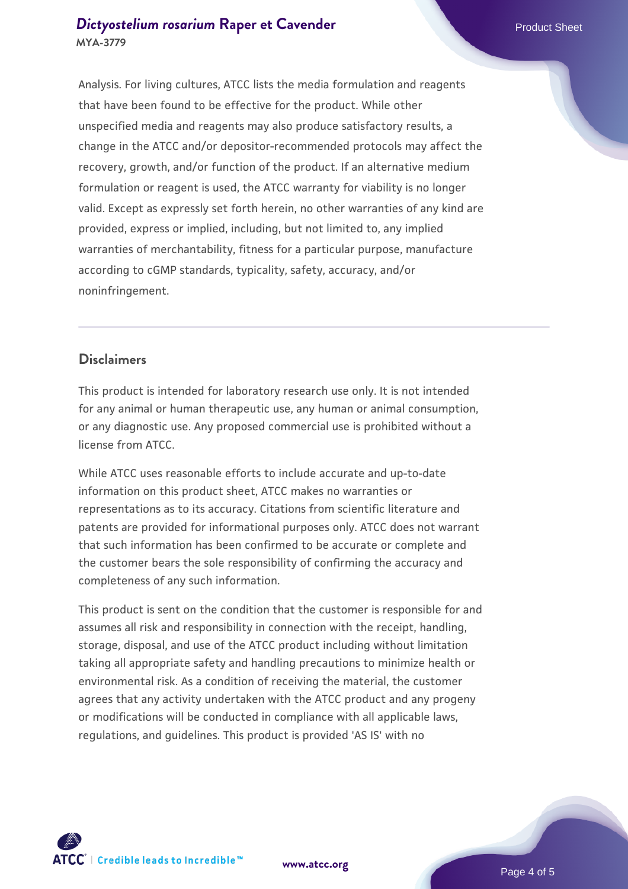Analysis. For living cultures, ATCC lists the media formulation and reagents that have been found to be effective for the product. While other unspecified media and reagents may also produce satisfactory results, a change in the ATCC and/or depositor-recommended protocols may affect the recovery, growth, and/or function of the product. If an alternative medium formulation or reagent is used, the ATCC warranty for viability is no longer valid. Except as expressly set forth herein, no other warranties of any kind are provided, express or implied, including, but not limited to, any implied warranties of merchantability, fitness for a particular purpose, manufacture according to cGMP standards, typicality, safety, accuracy, and/or noninfringement.

## Disclaimers

This product is intended for laboratory research use only. It is not intended for any animal or human therapeutic use, any human or animal consumption, or any diagnostic use. Any proposed commercial use is prohibited without a license from ATCC.

While ATCC uses reasonable efforts to include accurate and up-to-date information on this product sheet, ATCC makes no warranties or representations as to its accuracy. Citations from scientific literature and patents are provided for informational purposes only. ATCC does not warrant that such information has been confirmed to be accurate or complete and the customer bears the sole responsibility of confirming the accuracy and completeness of any such information.

This product is sent on the condition that the customer is responsible for and assumes all risk and responsibility in connection with the receipt, handling, storage, disposal, and use of the ATCC product including without limitation taking all appropriate safety and handling precautions to minimize health or environmental risk. As a condition of receiving the material, the customer agrees that any activity undertaken with the ATCC product and any progeny or modifications will be conducted in compliance with all applicable laws, regulations, and guidelines. This product is provided 'AS IS' with no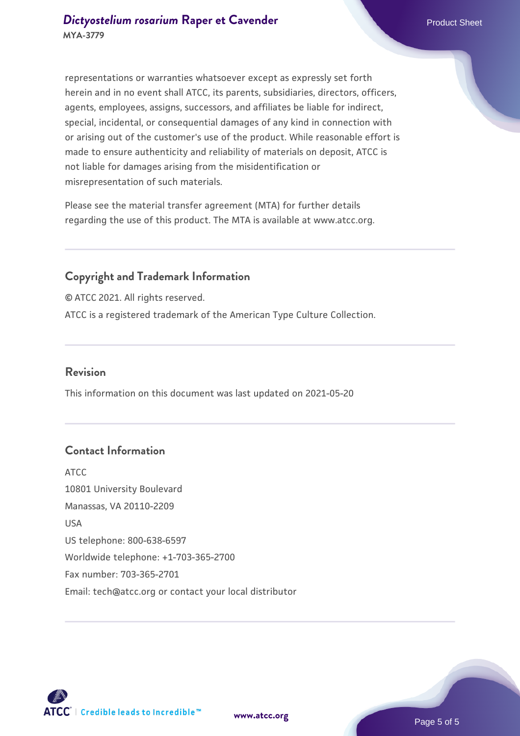representations or warranties whatsoever except as expressly set forth herein and in no event shall ATCC, its parents, subsidiaries, directors, officers, agents, employees, assigns, successors, and affiliates be liable for indirect, special, incidental, or consequential damages of any kind in connection with or arising out of the customer's use of the product. While reasonable effort is made to ensure authenticity and reliability of materials on deposit, ATCC is not liable for damages arising from the misidentification or misrepresentation of such materials.

Please see the material transfer agreement (MTA) for further details regarding the use of this product. The MTA is available at www.atcc.org.

## Copyright and Trademark Information

© ATCC 2021. All rights reserved.

ATCC is a registered trademark of the American Type Culture Collection.

## Revision

This information on this document was last updated on 2021-05-20

## Contact Information

ATCC
10801 University Boulevard
Manassas, VA 20110-2209
USA
US telephone: 800-638-6597
Worldwide telephone: +1-703-365-2700
Fax number: 703-365-2701
Email: tech@atcc.org or contact your local distributor